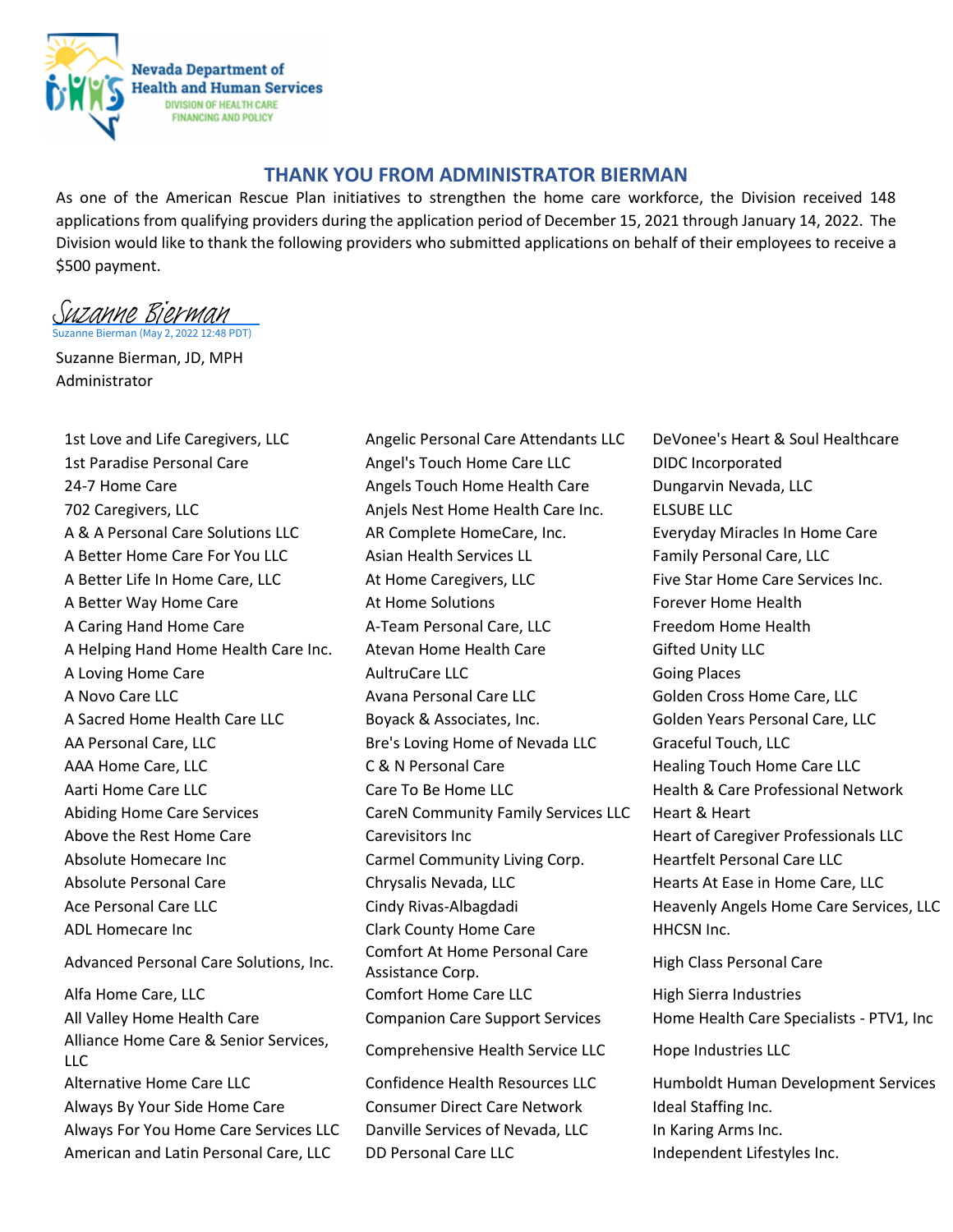Nevada Department of Health and Human Services

DIVISION OF HEALTH CARE FINANCING AND POLICY

## THANK YOU FROM ADMINISTRATOR BIERMAN

As one of the American Rescue Plan initiatives to strengthen the home care workforce, the Division received 148 applications from qualifying providers during the application period of December 15, 2021 through January 14, 2022. The Division would like to thank the following providers who submitted applications on behalf of their employees to receive a $500 payment.

*Suzanne Bierman*

Suzanne Bierman (May 2, 2022 12:48 PDT)

Suzanne Bierman, JD, MPH
Administrator

- 1st Love and Life Caregivers, LLC
- 1st Paradise Personal Care
- 24-7 Home Care
- 702 Caregivers, LLC
- A & A Personal Care Solutions LLC
- A Better Home Care For You LLC
- A Better Life In Home Care, LLC
- A Better Way Home Care
- A Caring Hand Home Care
- A Helping Hand Home Health Care Inc.
- A Loving Home Care
- A Novo Care LLC
- A Sacred Home Health Care LLC
- AA Personal Care, LLC
- AAA Home Care, LLC
- Aarti Home Care LLC
- Abiding Home Care Services
- Above the Rest Home Care
- Absolute Homecare Inc
- Absolute Personal Care
- Ace Personal Care LLC
- ADL Homecare Inc
- Advanced Personal Care Solutions, Inc.
- Alfa Home Care, LLC
- All Valley Home Health Care
- Alliance Home Care & Senior Services, LLC
- Alternative Home Care LLC
- Always By Your Side Home Care
- Always For You Home Care Services LLC
- American and Latin Personal Care, LLC
- Angelic Personal Care Attendants LLC
- Angel's Touch Home Care LLC
- Angels Touch Home Health Care
- Anjels Nest Home Health Care Inc.
- AR Complete HomeCare, Inc.
- Asian Health Services LL
- At Home Caregivers, LLC
- At Home Solutions
- A-Team Personal Care, LLC
- Atevan Home Health Care
- AultruCare LLC
- Avana Personal Care LLC
- Boyack & Associates, Inc.
- Bre's Loving Home of Nevada LLC
- C & N Personal Care
- Care To Be Home LLC
- CareN Community Family Services LLC
- Carevisitors Inc
- Carmel Community Living Corp.
- Chrysalis Nevada, LLC
- Cindy Rivas-Albagdadi
- Clark County Home Care
- Comfort At Home Personal Care Assistance Corp.
- Comfort Home Care LLC
- Companion Care Support Services
- Comprehensive Health Service LLC
- Confidence Health Resources LLC
- Consumer Direct Care Network
- Danville Services of Nevada, LLC
- DD Personal Care LLC
- DeVonee's Heart & Soul Healthcare
- DIDC Incorporated
- Dungarvin Nevada, LLC
- ELSUBE LLC
- Everyday Miracles In Home Care
- Family Personal Care, LLC
- Five Star Home Care Services Inc.
- Forever Home Health
- Freedom Home Health
- Gifted Unity LLC
- Going Places
- Golden Cross Home Care, LLC
- Golden Years Personal Care, LLC
- Graceful Touch, LLC
- Healing Touch Home Care LLC
- Health & Care Professional Network
- Heart & Heart
- Heart of Caregiver Professionals LLC
- Heartfelt Personal Care LLC
- Hearts At Ease in Home Care, LLC
- Heavenly Angels Home Care Services, LLC
- HHCSN Inc.
- High Class Personal Care
- High Sierra Industries
- Home Health Care Specialists - PTV1, Inc
- Hope Industries LLC
- Humboldt Human Development Services
- Ideal Staffing Inc.
- In Karing Arms Inc.
- Independent Lifestyles Inc.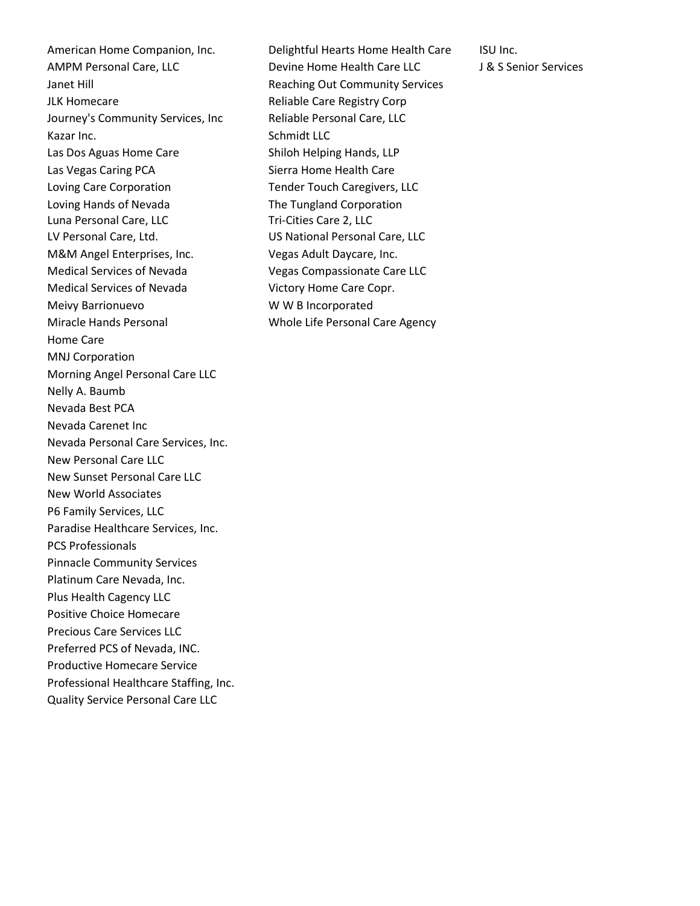American Home Companion, Inc.
AMPM Personal Care, LLC
Janet Hill
JLK Homecare
Journey's Community Services, Inc
Kazar Inc.
Las Dos Aguas Home Care
Las Vegas Caring PCA
Loving Care Corporation
Loving Hands of Nevada
Luna Personal Care, LLC
LV Personal Care, Ltd.
M&M Angel Enterprises, Inc.
Medical Services of Nevada
Medical Services of Nevada
Meivy Barrionuevo
Miracle Hands Personal
Home Care
MNJ Corporation
Morning Angel Personal Care LLC
Nelly A. Baumb
Nevada Best PCA
Nevada Carenet Inc
Nevada Personal Care Services, Inc.
New Personal Care LLC
New Sunset Personal Care LLC
New World Associates
P6 Family Services, LLC
Paradise Healthcare Services, Inc.
PCS Professionals
Pinnacle Community Services
Platinum Care Nevada, Inc.
Plus Health Cagency LLC
Positive Choice Homecare
Precious Care Services LLC
Preferred PCS of Nevada, INC.
Productive Homecare Service
Professional Healthcare Staffing, Inc.
Quality Service Personal Care LLC

Delightful Hearts Home Health Care
Devine Home Health Care LLC
Reaching Out Community Services
Reliable Care Registry Corp
Reliable Personal Care, LLC
Schmidt LLC
Shiloh Helping Hands, LLP
Sierra Home Health Care
Tender Touch Caregivers, LLC
The Tungland Corporation
Tri-Cities Care 2, LLC
US National Personal Care, LLC
Vegas Adult Daycare, Inc.
Vegas Compassionate Care LLC
Victory Home Care Copr.
W W B Incorporated
Whole Life Personal Care Agency

ISU Inc.
J & S Senior Services